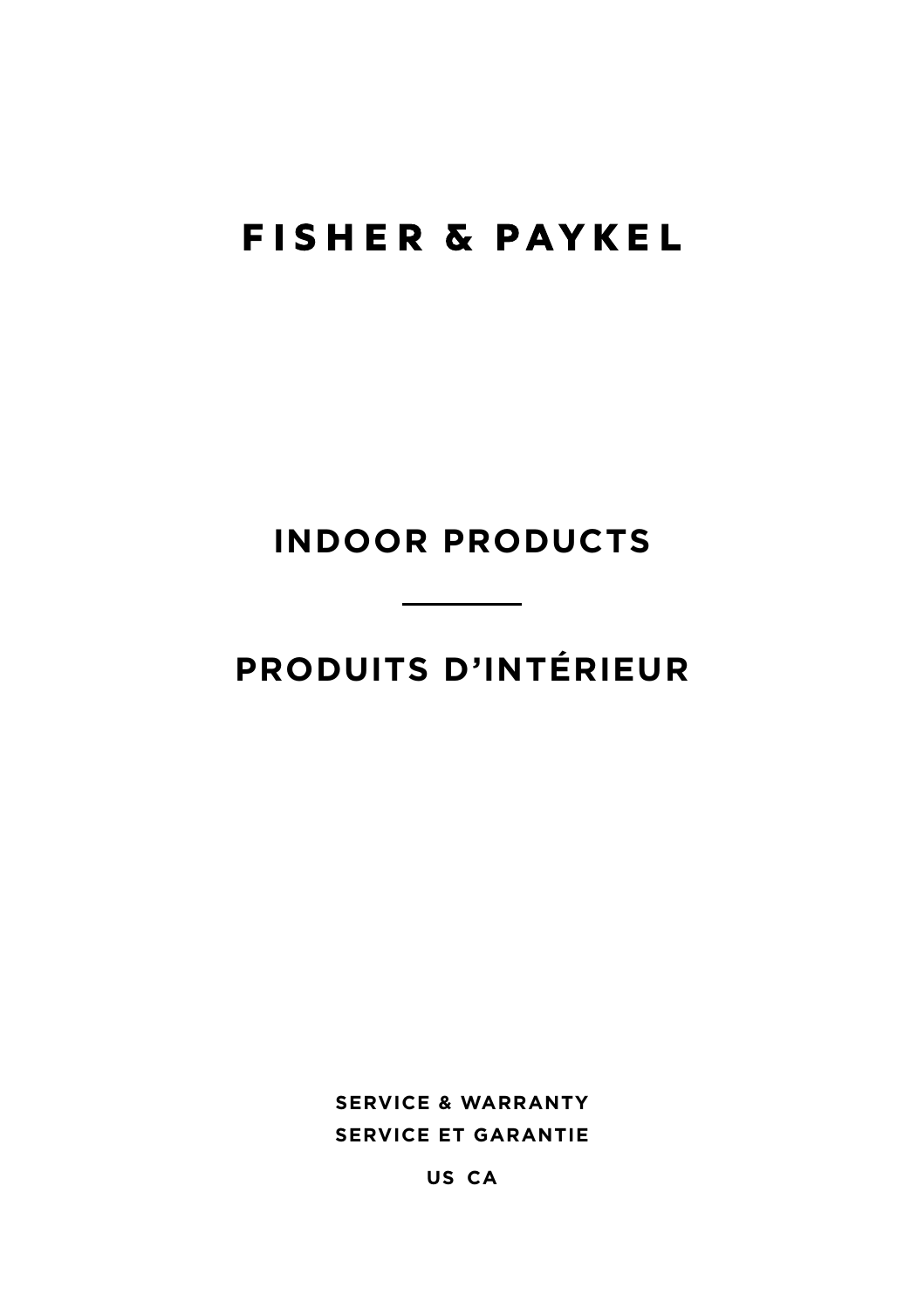# FISHER & PAYKEL

## INDOOR PRODUCTS

## PRODUITS D'INTÉRIEUR

**SERVICE & WARRANTY**

**SERVICE ET GARANTIE**

**US CA**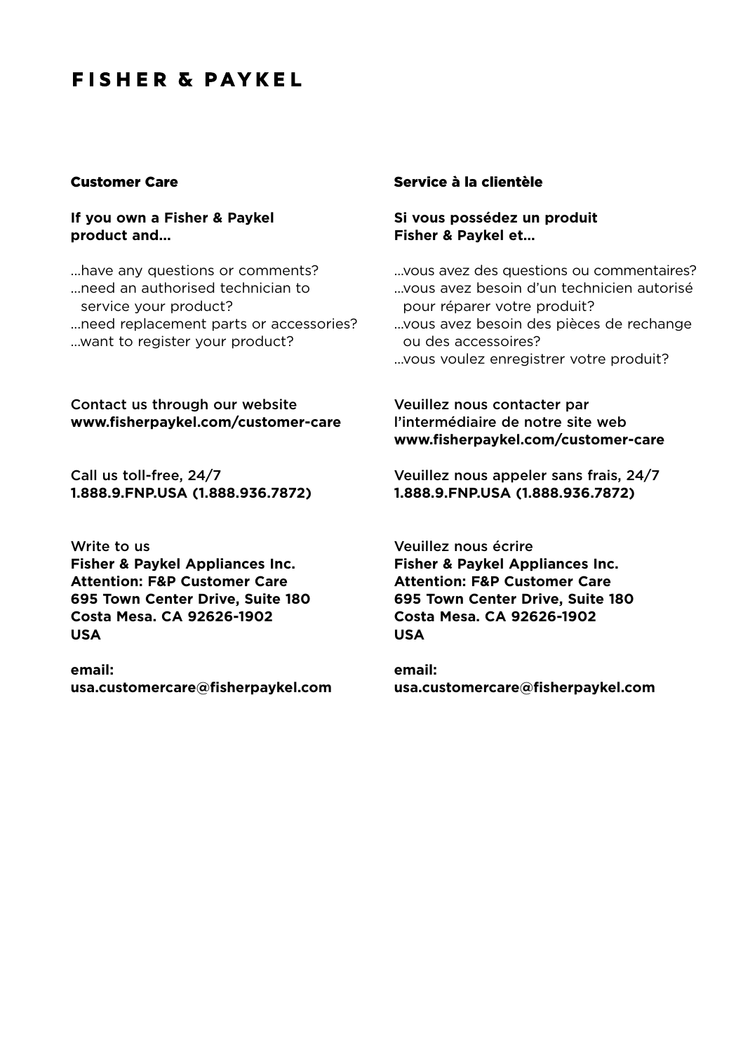# FISHER & PAYKEL

## Customer Care

**If you own a Fisher & Paykel product and...**

...have any questions or comments?
...need an authorised technician to service your product?
...need replacement parts or accessories?
...want to register your product?

Contact us through our website
**www.fisherpaykel.com/customer-care**

Call us toll-free, 24/7
**1.888.9.FNP.USA (1.888.936.7872)**

Write to us
**Fisher & Paykel Appliances Inc.**
**Attention: F&P Customer Care**
**695 Town Center Drive, Suite 180**
**Costa Mesa. CA 92626-1902**
**USA**

**email:**
**usa.customercare@fisherpaykel.com**

## Service à la clientèle

**Si vous possédez un produit Fisher & Paykel et...**

...vous avez des questions ou commentaires?
...vous avez besoin d'un technicien autorisé pour réparer votre produit?
...vous avez besoin des pièces de rechange ou des accessoires?
...vous voulez enregistrer votre produit?

Veuillez nous contacter par l'intermédiaire de notre site web
**www.fisherpaykel.com/customer-care**

Veuillez nous appeler sans frais, 24/7
**1.888.9.FNP.USA (1.888.936.7872)**

Veuillez nous écrire
**Fisher & Paykel Appliances Inc.**
**Attention: F&P Customer Care**
**695 Town Center Drive, Suite 180**
**Costa Mesa. CA 92626-1902**
**USA**

**email:**
**usa.customercare@fisherpaykel.com**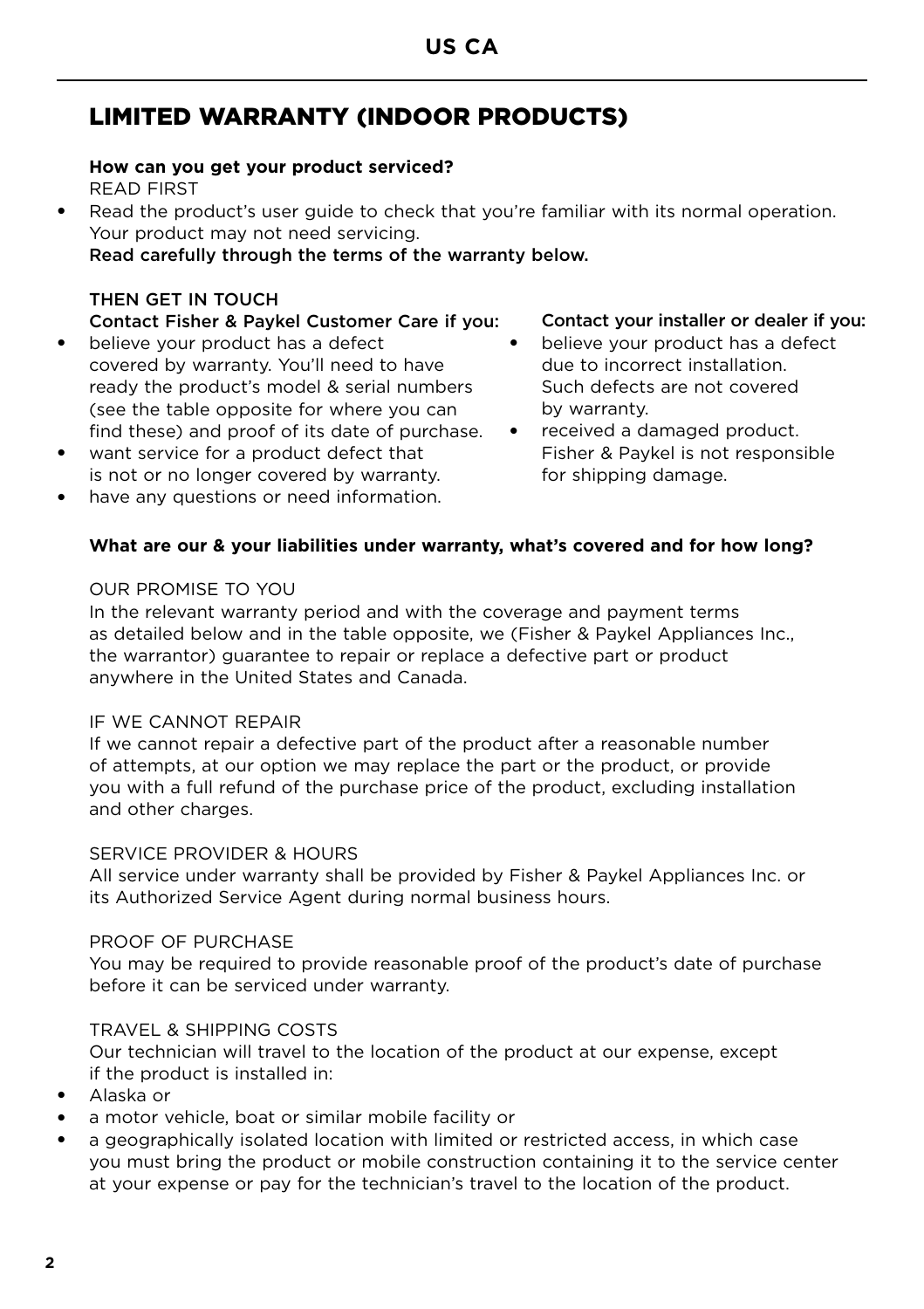# LIMITED WARRANTY (INDOOR PRODUCTS)

**How can you get your product serviced?**

READ FIRST

- Read the product's user guide to check that you're familiar with its normal operation. Your product may not need servicing.
  Read carefully through the terms of the warranty below.

THEN GET IN TOUCH

Contact Fisher & Paykel Customer Care if you:

- believe your product has a defect covered by warranty. You'll need to have ready the product's model & serial numbers (see the table opposite for where you can find these) and proof of its date of purchase.
- want service for a product defect that is not or no longer covered by warranty.
- have any questions or need information.

Contact your installer or dealer if you:

- believe your product has a defect due to incorrect installation. Such defects are not covered by warranty.
- received a damaged product. Fisher & Paykel is not responsible for shipping damage.

**What are our & your liabilities under warranty, what's covered and for how long?**

OUR PROMISE TO YOU

In the relevant warranty period and with the coverage and payment terms as detailed below and in the table opposite, we (Fisher & Paykel Appliances Inc., the warrantor) guarantee to repair or replace a defective part or product anywhere in the United States and Canada.

IF WE CANNOT REPAIR

If we cannot repair a defective part of the product after a reasonable number of attempts, at our option we may replace the part or the product, or provide you with a full refund of the purchase price of the product, excluding installation and other charges.

SERVICE PROVIDER & HOURS

All service under warranty shall be provided by Fisher & Paykel Appliances Inc. or its Authorized Service Agent during normal business hours.

PROOF OF PURCHASE

You may be required to provide reasonable proof of the product's date of purchase before it can be serviced under warranty.

TRAVEL & SHIPPING COSTS

Our technician will travel to the location of the product at our expense, except if the product is installed in:

- Alaska or
- a motor vehicle, boat or similar mobile facility or
- a geographically isolated location with limited or restricted access, in which case you must bring the product or mobile construction containing it to the service center at your expense or pay for the technician's travel to the location of the product.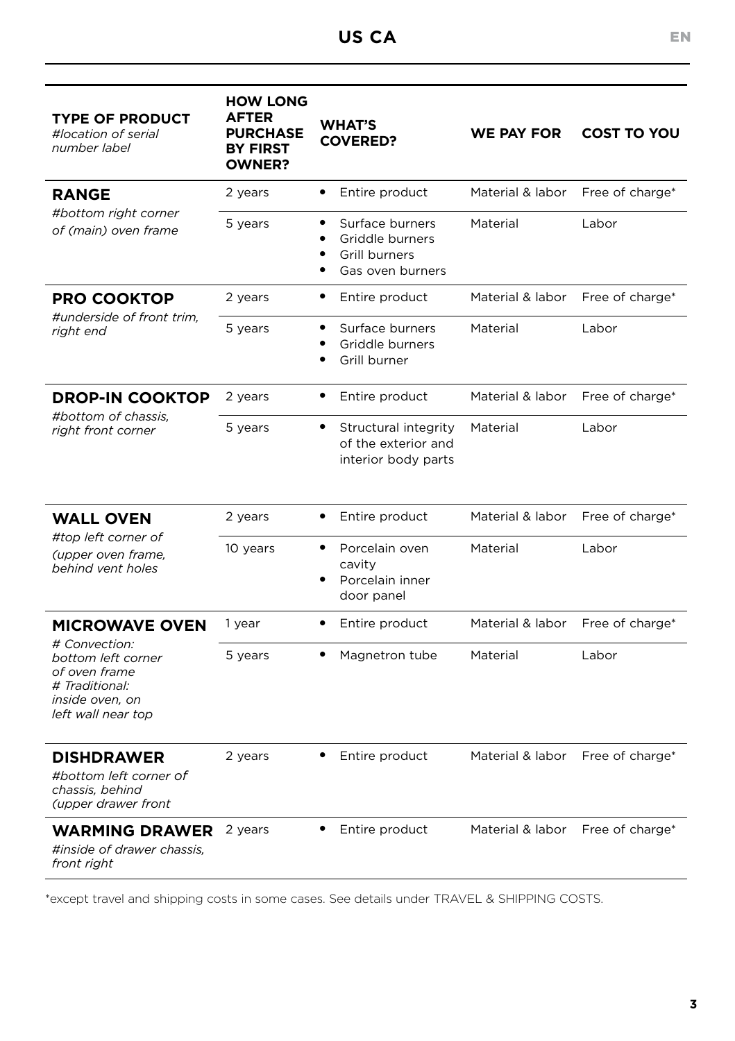| TYPE OF PRODUCT *#location of serial number label* | HOW LONG AFTER PURCHASE BY FIRST OWNER? | WHAT'S COVERED? | WE PAY FOR | COST TO YOU |
|---|---|---|---|---|
| **RANGE** *#bottom right corner of (main) oven frame* | 2 years | • Entire product | Material & labor | Free of charge* |
| | 5 years | • Surface burners<br>• Griddle burners<br>• Grill burners<br>• Gas oven burners | Material | Labor |
| **PRO COOKTOP** *#underside of front trim, right end* | 2 years | • Entire product | Material & labor | Free of charge* |
| | 5 years | • Surface burners<br>• Griddle burners<br>• Grill burner | Material | Labor |
| **DROP-IN COOKTOP** *#bottom of chassis, right front corner* | 2 years | • Entire product | Material & labor | Free of charge* |
| | 5 years | • Structural integrity of the exterior and interior body parts | Material | Labor |
| **WALL OVEN** *#top left corner of (upper oven frame, behind vent holes* | 2 years | • Entire product | Material & labor | Free of charge* |
| | 10 years | • Porcelain oven cavity<br>• Porcelain inner door panel | Material | Labor |
| **MICROWAVE OVEN** *# Convection: bottom left corner of oven frame # Traditional: inside oven, on left wall near top* | 1 year | • Entire product | Material & labor | Free of charge* |
| | 5 years | • Magnetron tube | Material | Labor |
| **DISHDRAWER** *#bottom left corner of chassis, behind (upper drawer front* | 2 years | • Entire product | Material & labor | Free of charge* |
| **WARMING DRAWER** *#inside of drawer chassis, front right* | 2 years | • Entire product | Material & labor | Free of charge* |

*except travel and shipping costs in some cases. See details under TRAVEL & SHIPPING COSTS.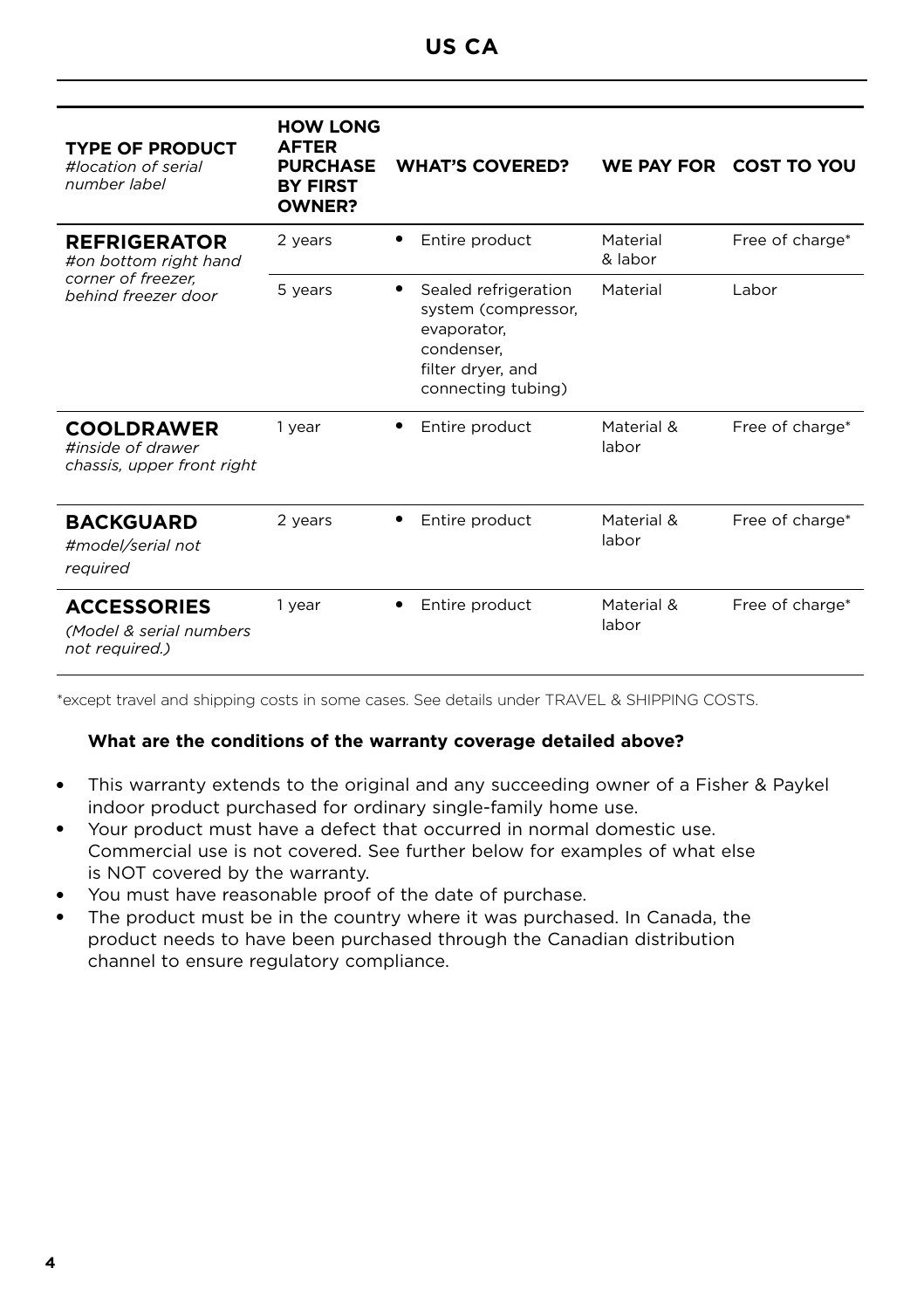# US CA

| **TYPE OF PRODUCT** *#location of serial number label* | **HOW LONG AFTER PURCHASE BY FIRST OWNER?** | **WHAT'S COVERED?** | **WE PAY FOR** | **COST TO YOU** |
|---|---|---|---|---|
| **REFRIGERATOR** *#on bottom right hand corner of freezer, behind freezer door* | 2 years | • Entire product | Material & labor | Free of charge* |
| | 5 years | • Sealed refrigeration system (compressor, evaporator, condenser, filter dryer, and connecting tubing) | Material | Labor |
| **COOLDRAWER** *#inside of drawer chassis, upper front right* | 1 year | • Entire product | Material & labor | Free of charge* |
| **BACKGUARD** *#model/serial not required* | 2 years | • Entire product | Material & labor | Free of charge* |
| **ACCESSORIES** *(Model & serial numbers not required.)* | 1 year | • Entire product | Material & labor | Free of charge* |

*except travel and shipping costs in some cases. See details under TRAVEL & SHIPPING COSTS.

**What are the conditions of the warranty coverage detailed above?**

- This warranty extends to the original and any succeeding owner of a Fisher & Paykel indoor product purchased for ordinary single-family home use.
- Your product must have a defect that occurred in normal domestic use. Commercial use is not covered. See further below for examples of what else is NOT covered by the warranty.
- You must have reasonable proof of the date of purchase.
- The product must be in the country where it was purchased. In Canada, the product needs to have been purchased through the Canadian distribution channel to ensure regulatory compliance.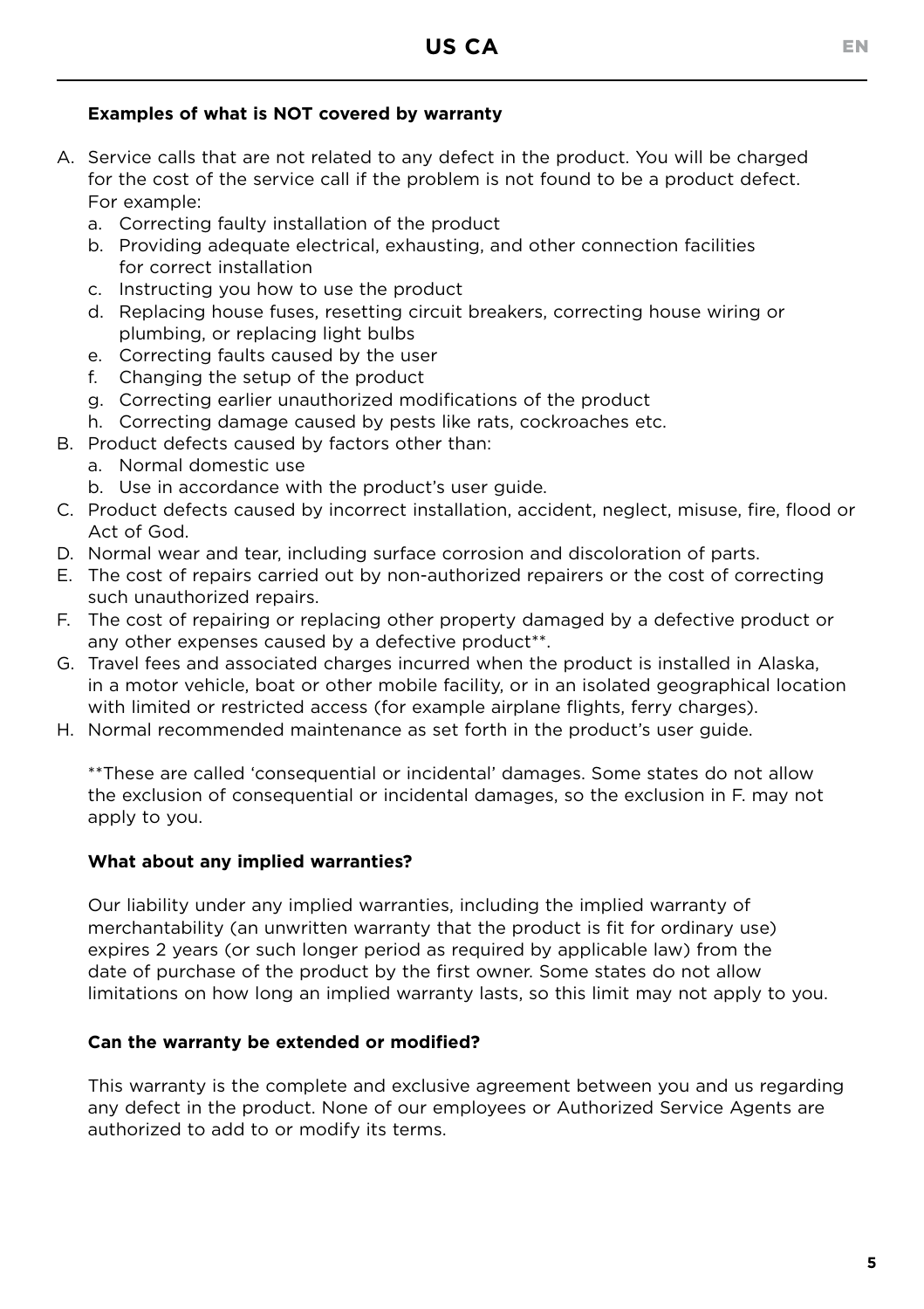### Examples of what is NOT covered by warranty

A. Service calls that are not related to any defect in the product. You will be charged for the cost of the service call if the problem is not found to be a product defect. For example:
   a. Correcting faulty installation of the product
   b. Providing adequate electrical, exhausting, and other connection facilities for correct installation
   c. Instructing you how to use the product
   d. Replacing house fuses, resetting circuit breakers, correcting house wiring or plumbing, or replacing light bulbs
   e. Correcting faults caused by the user
   f. Changing the setup of the product
   g. Correcting earlier unauthorized modifications of the product
   h. Correcting damage caused by pests like rats, cockroaches etc.

B. Product defects caused by factors other than:
   a. Normal domestic use
   b. Use in accordance with the product's user guide.

C. Product defects caused by incorrect installation, accident, neglect, misuse, fire, flood or Act of God.

D. Normal wear and tear, including surface corrosion and discoloration of parts.

E. The cost of repairs carried out by non-authorized repairers or the cost of correcting such unauthorized repairs.

F. The cost of repairing or replacing other property damaged by a defective product or any other expenses caused by a defective product**.

G. Travel fees and associated charges incurred when the product is installed in Alaska, in a motor vehicle, boat or other mobile facility, or in an isolated geographical location with limited or restricted access (for example airplane flights, ferry charges).

H. Normal recommended maintenance as set forth in the product's user guide.

**These are called 'consequential or incidental' damages. Some states do not allow the exclusion of consequential or incidental damages, so the exclusion in F. may not apply to you.

### What about any implied warranties?

Our liability under any implied warranties, including the implied warranty of merchantability (an unwritten warranty that the product is fit for ordinary use) expires 2 years (or such longer period as required by applicable law) from the date of purchase of the product by the first owner. Some states do not allow limitations on how long an implied warranty lasts, so this limit may not apply to you.

### Can the warranty be extended or modified?

This warranty is the complete and exclusive agreement between you and us regarding any defect in the product. None of our employees or Authorized Service Agents are authorized to add to or modify its terms.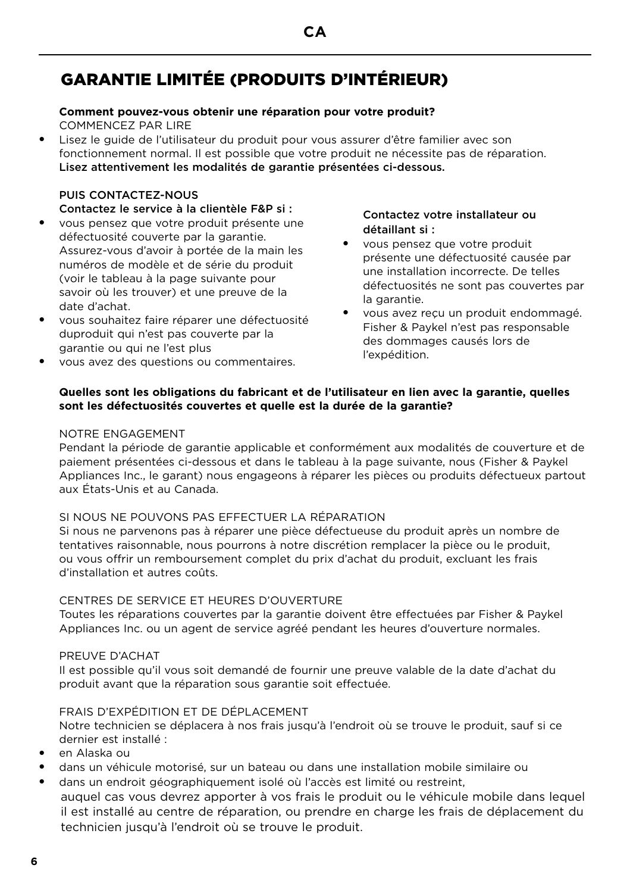# GARANTIE LIMITÉE (PRODUITS D'INTÉRIEUR)

**Comment pouvez-vous obtenir une réparation pour votre produit?**

COMMENCEZ PAR LIRE

- Lisez le guide de l'utilisateur du produit pour vous assurer d'être familier avec son fonctionnement normal. Il est possible que votre produit ne nécessite pas de réparation. **Lisez attentivement les modalités de garantie présentées ci-dessous.**

PUIS CONTACTEZ-NOUS

**Contactez le service à la clientèle F&P si :**

- vous pensez que votre produit présente une défectuosité couverte par la garantie. Assurez-vous d'avoir à portée de la main les numéros de modèle et de série du produit (voir le tableau à la page suivante pour savoir où les trouver) et une preuve de la date d'achat.
- vous souhaitez faire réparer une défectuosité duproduit qui n'est pas couverte par la garantie ou qui ne l'est plus
- vous avez des questions ou commentaires.

**Contactez votre installateur ou détaillant si :**

- vous pensez que votre produit présente une défectuosité causée par une installation incorrecte. De telles défectuosités ne sont pas couvertes par la garantie.
- vous avez reçu un produit endommagé. Fisher & Paykel n'est pas responsable des dommages causés lors de l'expédition.

**Quelles sont les obligations du fabricant et de l'utilisateur en lien avec la garantie, quelles sont les défectuosités couvertes et quelle est la durée de la garantie?**

NOTRE ENGAGEMENT

Pendant la période de garantie applicable et conformément aux modalités de couverture et de paiement présentées ci-dessous et dans le tableau à la page suivante, nous (Fisher & Paykel Appliances Inc., le garant) nous engageons à réparer les pièces ou produits défectueux partout aux États-Unis et au Canada.

SI NOUS NE POUVONS PAS EFFECTUER LA RÉPARATION

Si nous ne parvenons pas à réparer une pièce défectueuse du produit après un nombre de tentatives raisonnable, nous pourrons à notre discrétion remplacer la pièce ou le produit, ou vous offrir un remboursement complet du prix d'achat du produit, excluant les frais d'installation et autres coûts.

CENTRES DE SERVICE ET HEURES D'OUVERTURE

Toutes les réparations couvertes par la garantie doivent être effectuées par Fisher & Paykel Appliances Inc. ou un agent de service agréé pendant les heures d'ouverture normales.

PREUVE D'ACHAT

Il est possible qu'il vous soit demandé de fournir une preuve valable de la date d'achat du produit avant que la réparation sous garantie soit effectuée.

FRAIS D'EXPÉDITION ET DE DÉPLACEMENT

Notre technicien se déplacera à nos frais jusqu'à l'endroit où se trouve le produit, sauf si ce dernier est installé :

- en Alaska ou
- dans un véhicule motorisé, sur un bateau ou dans une installation mobile similaire ou
- dans un endroit géographiquement isolé où l'accès est limité ou restreint,

auquel cas vous devrez apporter à vos frais le produit ou le véhicule mobile dans lequel il est installé au centre de réparation, ou prendre en charge les frais de déplacement du technicien jusqu'à l'endroit où se trouve le produit.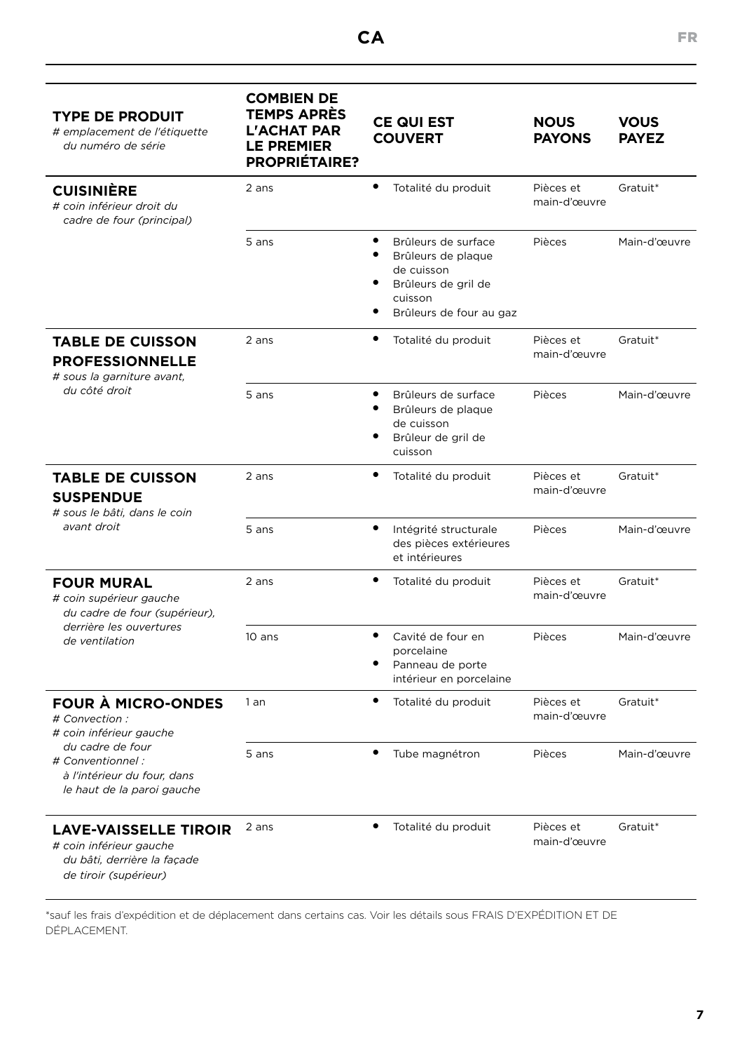| **TYPE DE PRODUIT** *# emplacement de l'étiquette du numéro de série* | **COMBIEN DE TEMPS APRÈS L'ACHAT PAR LE PREMIER PROPRIÉTAIRE?** | **CE QUI EST COUVERT** | **NOUS PAYONS** | **VOUS PAYEZ** |
|---|---|---|---|---|
| **CUISINIÈRE** *# coin inférieur droit du cadre de four (principal)* | 2 ans | • Totalité du produit | Pièces et main-d'œuvre | Gratuit* |
| | 5 ans | • Brûleurs de surface • Brûleurs de plaque de cuisson • Brûleurs de gril de cuisson • Brûleurs de four au gaz | Pièces | Main-d'œuvre |
| **TABLE DE CUISSON PROFESSIONNELLE** *# sous la garniture avant, du côté droit* | 2 ans | • Totalité du produit | Pièces et main-d'œuvre | Gratuit* |
| | 5 ans | • Brûleurs de surface • Brûleurs de plaque de cuisson • Brûleur de gril de cuisson | Pièces | Main-d'œuvre |
| **TABLE DE CUISSON SUSPENDUE** *# sous le bâti, dans le coin avant droit* | 2 ans | • Totalité du produit | Pièces et main-d'œuvre | Gratuit* |
| | 5 ans | • Intégrité structurale des pièces extérieures et intérieures | Pièces | Main-d'œuvre |
| **FOUR MURAL** *# coin supérieur gauche du cadre de four (supérieur), derrière les ouvertures de ventilation* | 2 ans | • Totalité du produit | Pièces et main-d'œuvre | Gratuit* |
| | 10 ans | • Cavité de four en porcelaine • Panneau de porte intérieur en porcelaine | Pièces | Main-d'œuvre |
| **FOUR À MICRO-ONDES** *# Convection : # coin inférieur gauche du cadre de four # Conventionnel : à l'intérieur du four, dans le haut de la paroi gauche* | 1 an | • Totalité du produit | Pièces et main-d'œuvre | Gratuit* |
| | 5 ans | • Tube magnétron | Pièces | Main-d'œuvre |
| **LAVE-VAISSELLE TIROIR** *# coin inférieur gauche du bâti, derrière la façade de tiroir (supérieur)* | 2 ans | • Totalité du produit | Pièces et main-d'œuvre | Gratuit* |

*sauf les frais d'expédition et de déplacement dans certains cas. Voir les détails sous FRAIS D'EXPÉDITION ET DE DÉPLACEMENT.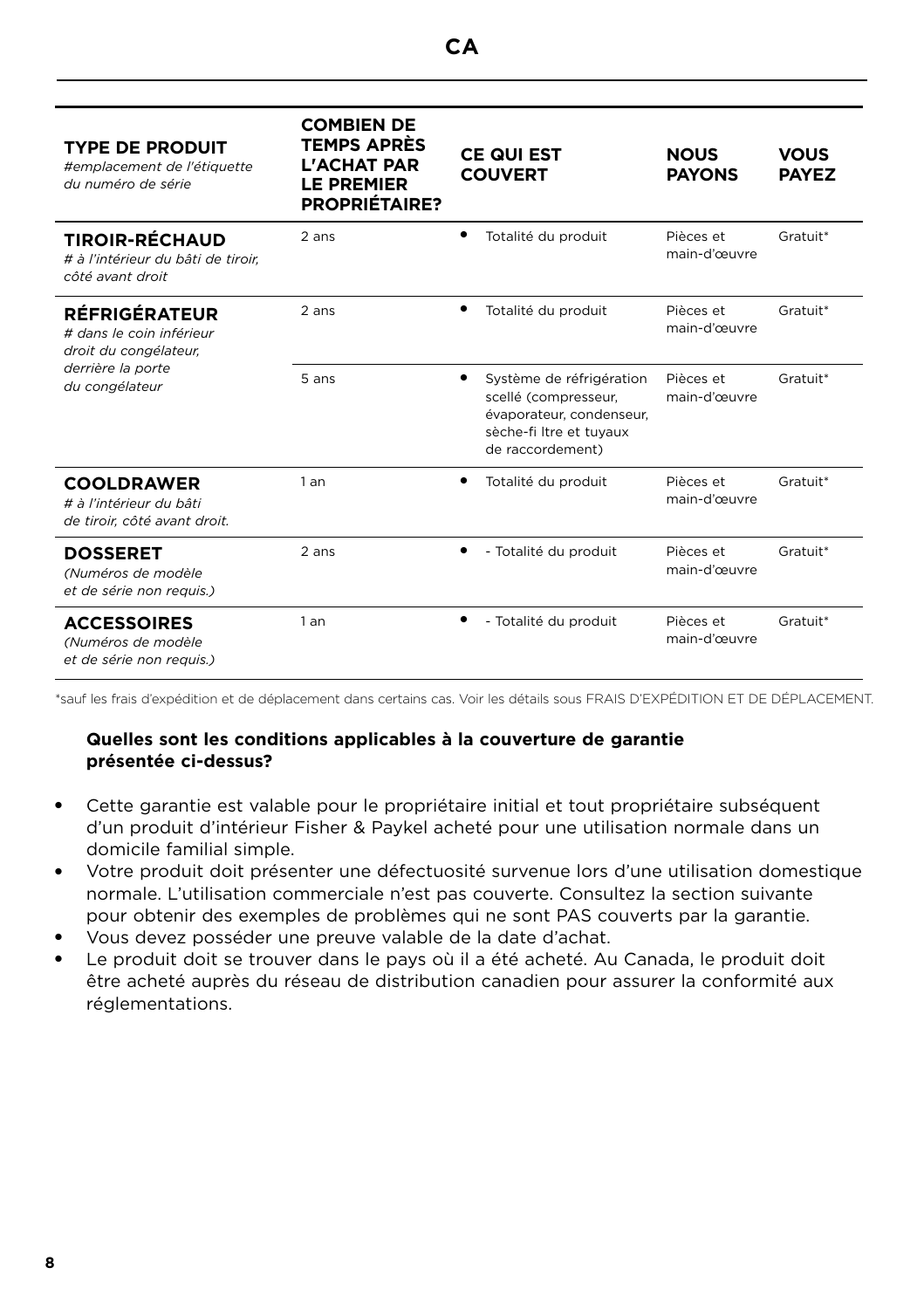| **TYPE DE PRODUIT** *#emplacement de l'étiquette du numéro de série* | **COMBIEN DE TEMPS APRÈS L'ACHAT PAR LE PREMIER PROPRIÉTAIRE?** | **CE QUI EST COUVERT** | **NOUS PAYONS** | **VOUS PAYEZ** |
|---|---|---|---|---|
| **TIROIR-RÉCHAUD** *# à l'intérieur du bâti de tiroir, côté avant droit* | 2 ans | • Totalité du produit | Pièces et main-d'œuvre | Gratuit* |
| **RÉFRIGÉRATEUR** *# dans le coin inférieur droit du congélateur, derrière la porte du congélateur* | 2 ans | • Totalité du produit | Pièces et main-d'œuvre | Gratuit* |
| | 5 ans | • Système de réfrigération scellé (compresseur, évaporateur, condenseur, sèche-fi ltre et tuyaux de raccordement) | Pièces et main-d'œuvre | Gratuit* |
| **COOLDRAWER** *# à l'intérieur du bâti de tiroir, côté avant droit.* | 1 an | • Totalité du produit | Pièces et main-d'œuvre | Gratuit* |
| **DOSSERET** *(Numéros de modèle et de série non requis.)* | 2 ans | • - Totalité du produit | Pièces et main-d'œuvre | Gratuit* |
| **ACCESSOIRES** *(Numéros de modèle et de série non requis.)* | 1 an | • - Totalité du produit | Pièces et main-d'œuvre | Gratuit* |

*sauf les frais d'expédition et de déplacement dans certains cas. Voir les détails sous FRAIS D'EXPÉDITION ET DE DÉPLACEMENT.

**Quelles sont les conditions applicables à la couverture de garantie présentée ci-dessus?**

- Cette garantie est valable pour le propriétaire initial et tout propriétaire subséquent d'un produit d'intérieur Fisher & Paykel acheté pour une utilisation normale dans un domicile familial simple.
- Votre produit doit présenter une défectuosité survenue lors d'une utilisation domestique normale. L'utilisation commerciale n'est pas couverte. Consultez la section suivante pour obtenir des exemples de problèmes qui ne sont PAS couverts par la garantie.
- Vous devez posséder une preuve valable de la date d'achat.
- Le produit doit se trouver dans le pays où il a été acheté. Au Canada, le produit doit être acheté auprès du réseau de distribution canadien pour assurer la conformité aux réglementations.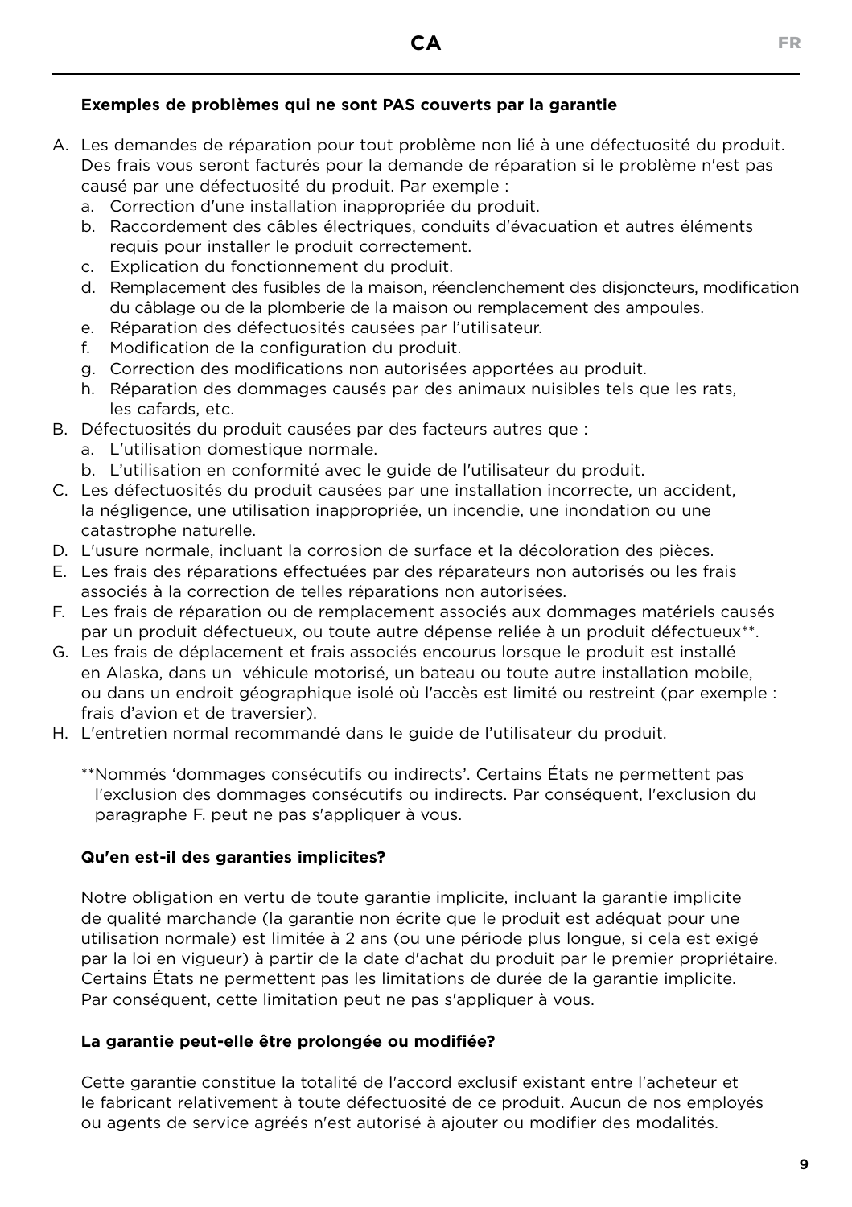**Exemples de problèmes qui ne sont PAS couverts par la garantie**

A. Les demandes de réparation pour tout problème non lié à une défectuosité du produit. Des frais vous seront facturés pour la demande de réparation si le problème n'est pas causé par une défectuosité du produit. Par exemple :
   a. Correction d'une installation inappropriée du produit.
   b. Raccordement des câbles électriques, conduits d'évacuation et autres éléments requis pour installer le produit correctement.
   c. Explication du fonctionnement du produit.
   d. Remplacement des fusibles de la maison, réenclenchement des disjoncteurs, modification du câblage ou de la plomberie de la maison ou remplacement des ampoules.
   e. Réparation des défectuosités causées par l'utilisateur.
   f. Modification de la configuration du produit.
   g. Correction des modifications non autorisées apportées au produit.
   h. Réparation des dommages causés par des animaux nuisibles tels que les rats, les cafards, etc.
B. Défectuosités du produit causées par des facteurs autres que :
   a. L'utilisation domestique normale.
   b. L'utilisation en conformité avec le guide de l'utilisateur du produit.
C. Les défectuosités du produit causées par une installation incorrecte, un accident, la négligence, une utilisation inappropriée, un incendie, une inondation ou une catastrophe naturelle.
D. L'usure normale, incluant la corrosion de surface et la décoloration des pièces.
E. Les frais des réparations effectuées par des réparateurs non autorisés ou les frais associés à la correction de telles réparations non autorisées.
F. Les frais de réparation ou de remplacement associés aux dommages matériels causés par un produit défectueux, ou toute autre dépense reliée à un produit défectueux**.
G. Les frais de déplacement et frais associés encourus lorsque le produit est installé en Alaska, dans un véhicule motorisé, un bateau ou toute autre installation mobile, ou dans un endroit géographique isolé où l'accès est limité ou restreint (par exemple : frais d'avion et de traversier).
H. L'entretien normal recommandé dans le guide de l'utilisateur du produit.

**Nommés 'dommages consécutifs ou indirects'. Certains États ne permettent pas l'exclusion des dommages consécutifs ou indirects. Par conséquent, l'exclusion du paragraphe F. peut ne pas s'appliquer à vous.

**Qu'en est-il des garanties implicites?**

Notre obligation en vertu de toute garantie implicite, incluant la garantie implicite de qualité marchande (la garantie non écrite que le produit est adéquat pour une utilisation normale) est limitée à 2 ans (ou une période plus longue, si cela est exigé par la loi en vigueur) à partir de la date d'achat du produit par le premier propriétaire. Certains États ne permettent pas les limitations de durée de la garantie implicite. Par conséquent, cette limitation peut ne pas s'appliquer à vous.

**La garantie peut-elle être prolongée ou modifiée?**

Cette garantie constitue la totalité de l'accord exclusif existant entre l'acheteur et le fabricant relativement à toute défectuosité de ce produit. Aucun de nos employés ou agents de service agréés n'est autorisé à ajouter ou modifier des modalités.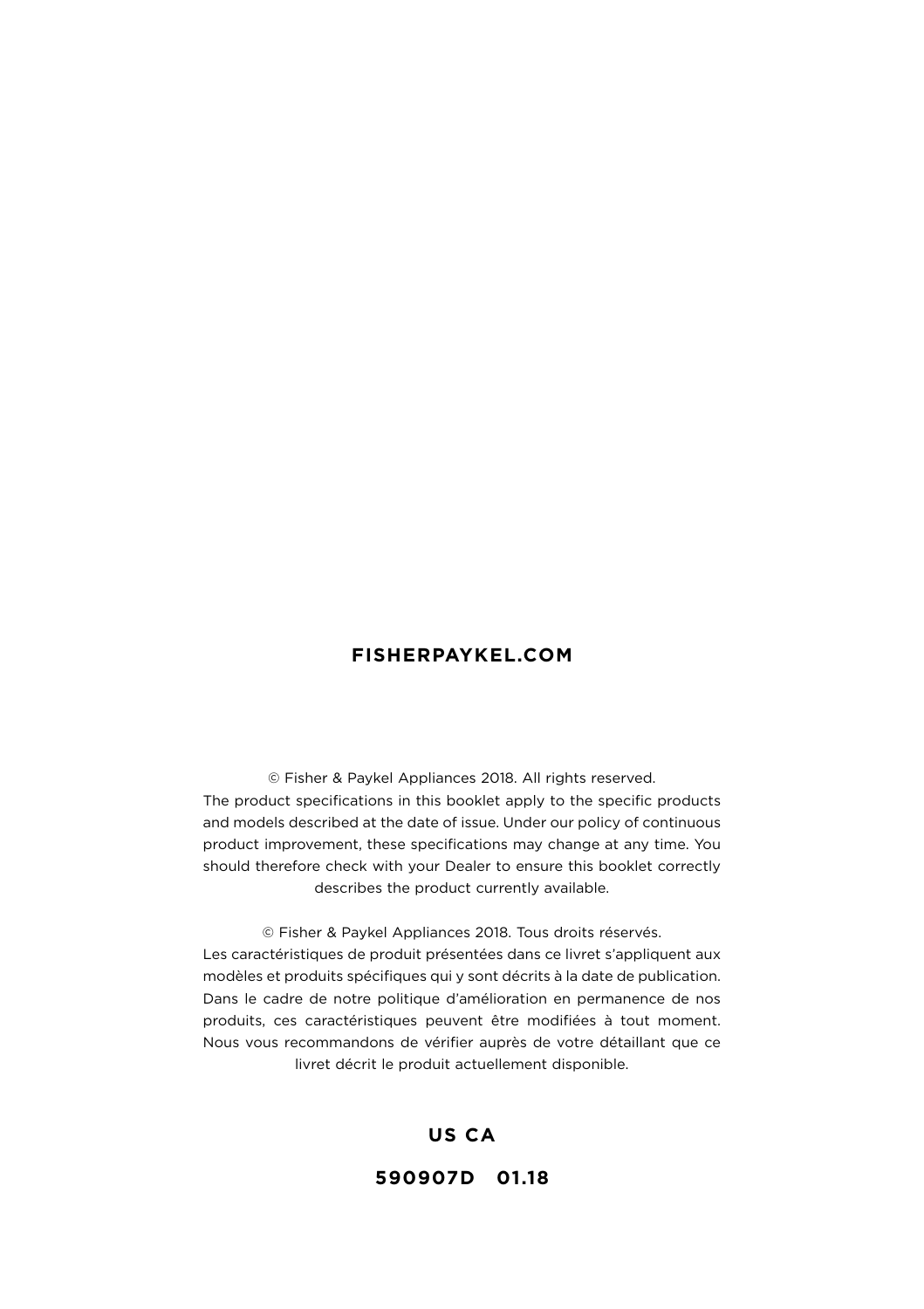**FISHERPAYKEL.COM**

© Fisher & Paykel Appliances 2018. All rights reserved.
The product specifications in this booklet apply to the specific products and models described at the date of issue. Under our policy of continuous product improvement, these specifications may change at any time. You should therefore check with your Dealer to ensure this booklet correctly describes the product currently available.

© Fisher & Paykel Appliances 2018. Tous droits réservés.
Les caractéristiques de produit présentées dans ce livret s'appliquent aux modèles et produits spécifiques qui y sont décrits à la date de publication. Dans le cadre de notre politique d'amélioration en permanence de nos produits, ces caractéristiques peuvent être modifiées à tout moment. Nous vous recommandons de vérifier auprès de votre détaillant que ce livret décrit le produit actuellement disponible.

**US CA**

**590907D 01.18**